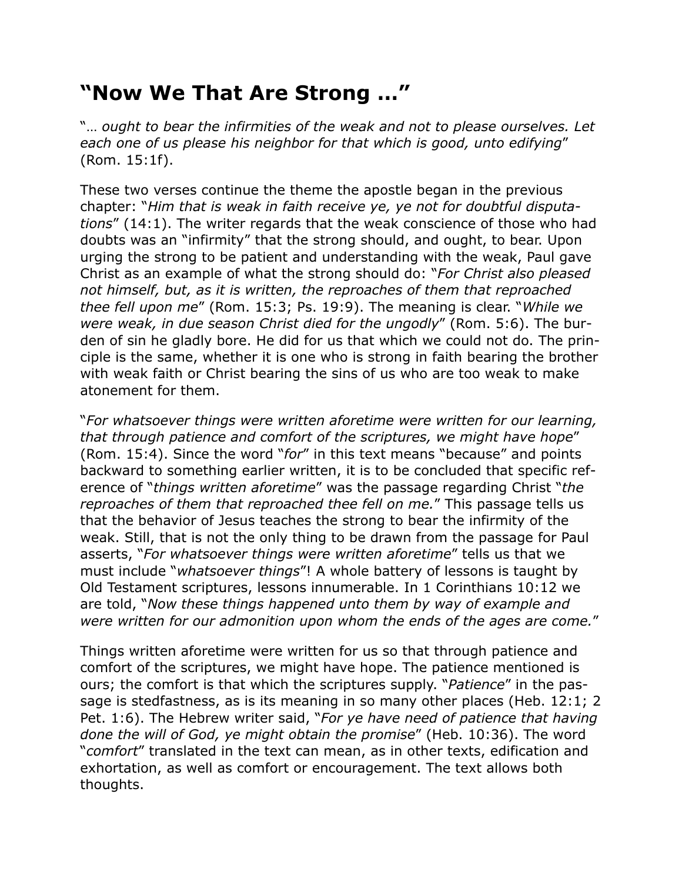# "Now We That Are Strong …"

"… *ought to bear the infirmities of the weak and not to please ourselves. Let each one of us please his neighbor for that which is good, unto edifying*" (Rom. 15:1f).

These two verses continue the theme the apostle began in the previous chapter: "*Him that is weak in faith receive ye, ye not for doubtful disputations*" (14:1). The writer regards that the weak conscience of those who had doubts was an "infirmity" that the strong should, and ought, to bear. Upon urging the strong to be patient and understanding with the weak, Paul gave Christ as an example of what the strong should do: "*For Christ also pleased not himself, but, as it is written, the reproaches of them that reproached thee fell upon me*" (Rom. 15:3; Ps. 19:9). The meaning is clear. "*While we were weak, in due season Christ died for the ungodly*" (Rom. 5:6). The burden of sin he gladly bore. He did for us that which we could not do. The principle is the same, whether it is one who is strong in faith bearing the brother with weak faith or Christ bearing the sins of us who are too weak to make atonement for them.

"*For whatsoever things were written aforetime were written for our learning, that through patience and comfort of the scriptures, we might have hope*" (Rom. 15:4). Since the word "*for*" in this text means "because" and points backward to something earlier written, it is to be concluded that specific reference of "*things written aforetime*" was the passage regarding Christ "*the reproaches of them that reproached thee fell on me.*" This passage tells us that the behavior of Jesus teaches the strong to bear the infirmity of the weak. Still, that is not the only thing to be drawn from the passage for Paul asserts, "*For whatsoever things were written aforetime*" tells us that we must include "*whatsoever things*"! A whole battery of lessons is taught by Old Testament scriptures, lessons innumerable. In 1 Corinthians 10:12 we are told, "*Now these things happened unto them by way of example and were written for our admonition upon whom the ends of the ages are come.*"

Things written aforetime were written for us so that through patience and comfort of the scriptures, we might have hope. The patience mentioned is ours; the comfort is that which the scriptures supply. "*Patience*" in the passage is stedfastness, as is its meaning in so many other places (Heb. 12:1; 2 Pet. 1:6). The Hebrew writer said, "*For ye have need of patience that having done the will of God, ye might obtain the promise*" (Heb. 10:36). The word "*comfort*" translated in the text can mean, as in other texts, edification and exhortation, as well as comfort or encouragement. The text allows both thoughts.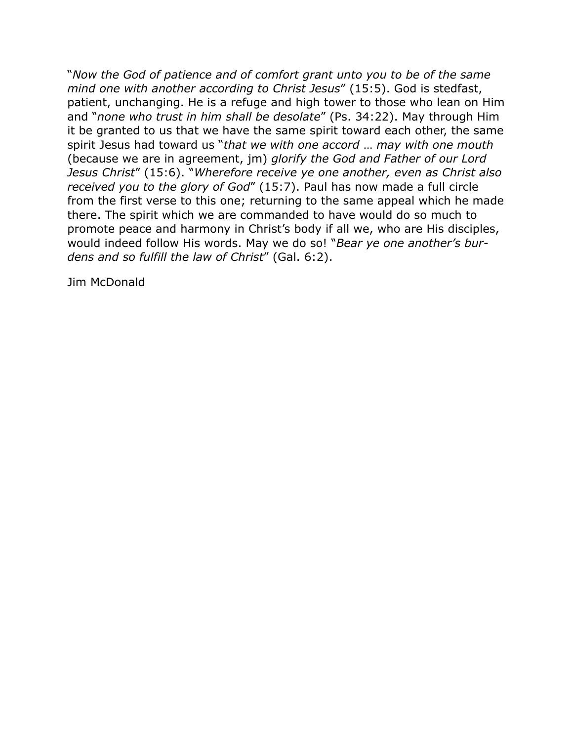"*Now the God of patience and of comfort grant unto you to be of the same mind one with another according to Christ Jesus*" (15:5). God is stedfast, patient, unchanging. He is a refuge and high tower to those who lean on Him and "*none who trust in him shall be desolate*" (Ps. 34:22). May through Him it be granted to us that we have the same spirit toward each other, the same spirit Jesus had toward us "*that we with one accord … may with one mouth* (because we are in agreement, jm) *glorify the God and Father of our Lord Jesus Christ*" (15:6). "*Wherefore receive ye one another, even as Christ also received you to the glory of God*" (15:7). Paul has now made a full circle from the first verse to this one; returning to the same appeal which he made there. The spirit which we are commanded to have would do so much to promote peace and harmony in Christ's body if all we, who are His disciples, would indeed follow His words. May we do so! "*Bear ye one another's burdens and so fulfill the law of Christ*" (Gal. 6:2).

Jim McDonald